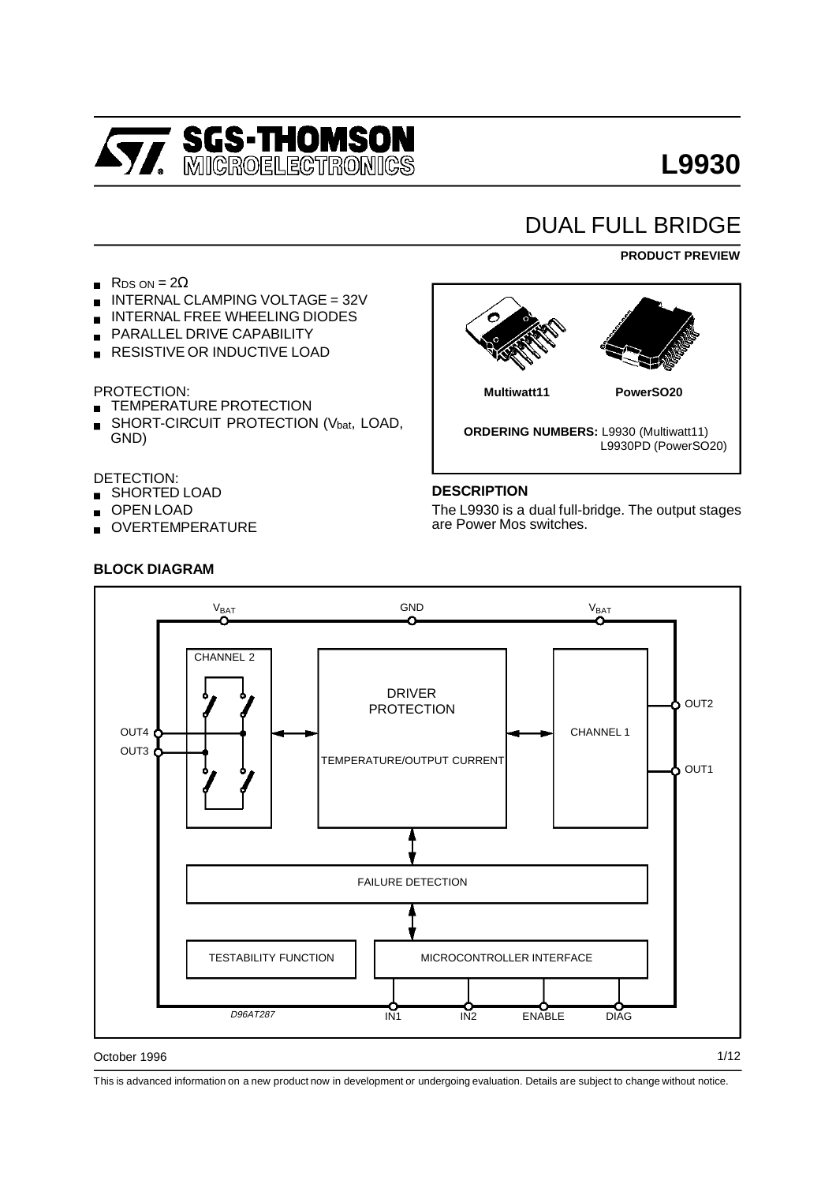# L9930

## DUAL FULL BRIDGE

**PRODUCT PREVIEW**

- $R_{DS\ ON} = 2\Omega$
- INTERNAL CLAMPING VOLTAGE = 32V
- INTERNAL FREE WHEELING DIODES
- PARALLEL DRIVE CAPABILITY
- RESISTIVE OR INDUCTIVE LOAD

PROTECTION:

- TEMPERATURE PROTECTION
- SHORT-CIRCUIT PROTECTION ($V_{bat}$, LOAD, GND)

DETECTION:

- SHORTED LOAD
- OPEN LOAD
- OVERTEMPERATURE

**Multiwatt11** **PowerSO20**

**ORDERING NUMBERS:** L9930 (Multiwatt11)
L9930PD (PowerSO20)

### DESCRIPTION

The L9930 is a dual full-bridge. The output stages are Power Mos switches.

### BLOCK DIAGRAM

October 1996

This is advanced information on a new product now in development or undergoing evaluation. Details are subject to change without notice.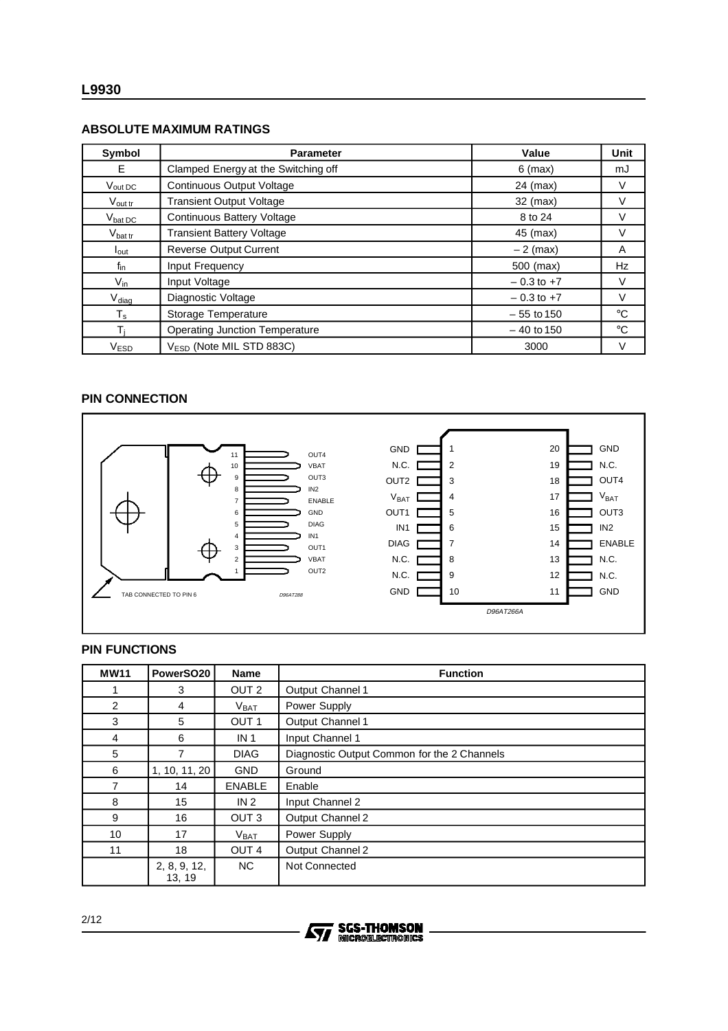## ABSOLUTE MAXIMUM RATINGS

| Symbol | Parameter | Value | Unit |
|---|---|---|---|
| E | Clamped Energy at the Switching off | 6 (max) | mJ |
| $V_{out\ DC}$ | Continuous Output Voltage | 24 (max) | V |
| $V_{out\ tr}$ | Transient Output Voltage | 32 (max) | V |
| $V_{bat\ DC}$ | Continuous Battery Voltage | 8 to 24 | V |
| $V_{bat\ tr}$ | Transient Battery Voltage | 45 (max) | V |
| $I_{out}$ | Reverse Output Current | – 2 (max) | A |
| $f_{in}$ | Input Frequency | 500 (max) | Hz |
| $V_{in}$ | Input Voltage | – 0.3 to +7 | V |
| $V_{diag}$ | Diagnostic Voltage | – 0.3 to +7 | V |
| $T_s$ | Storage Temperature | – 55 to 150 | °C |
| $T_j$ | Operating Junction Temperature | – 40 to 150 | °C |
| $V_{ESD}$ | $V_{ESD}$ (Note MIL STD 883C) | 3000 | V |

## PIN CONNECTION

MW11 (TAB CONNECTED TO PIN 6, D96AT288):

| Pin | Name |
|---|---|
| 11 | OUT4 |
| 10 | VBAT |
| 9 | OUT3 |
| 8 | IN2 |
| 7 | ENABLE |
| 6 | GND |
| 5 | DIAG |
| 4 | IN1 |
| 3 | OUT1 |
| 2 | VBAT |
| 1 | OUT2 |

PowerSO20 (D96AT266A):

| Name | Pin | Pin | Name |
|---|---|---|---|
| GND | 1 | 20 | GND |
| N.C. | 2 | 19 | N.C. |
| OUT2 | 3 | 18 | OUT4 |
| $V_{BAT}$ | 4 | 17 | $V_{BAT}$ |
| OUT1 | 5 | 16 | OUT3 |
| IN1 | 6 | 15 | IN2 |
| DIAG | 7 | 14 | ENABLE |
| N.C. | 8 | 13 | N.C. |
| N.C. | 9 | 12 | N.C. |
| GND | 10 | 11 | GND |

## PIN FUNCTIONS

| MW11 | PowerSO20 | Name | Function |
|---|---|---|---|
| 1 | 3 | OUT 2 | Output Channel 1 |
| 2 | 4 | $V_{BAT}$ | Power Supply |
| 3 | 5 | OUT 1 | Output Channel 1 |
| 4 | 6 | IN 1 | Input Channel 1 |
| 5 | 7 | DIAG | Diagnostic Output Common for the 2 Channels |
| 6 | 1, 10, 11, 20 | GND | Ground |
| 7 | 14 | ENABLE | Enable |
| 8 | 15 | IN 2 | Input Channel 2 |
| 9 | 16 | OUT 3 | Output Channel 2 |
| 10 | 17 | $V_{BAT}$ | Power Supply |
| 11 | 18 | OUT 4 | Output Channel 2 |
| | 2, 8, 9, 12, 13, 19 | NC | Not Connected |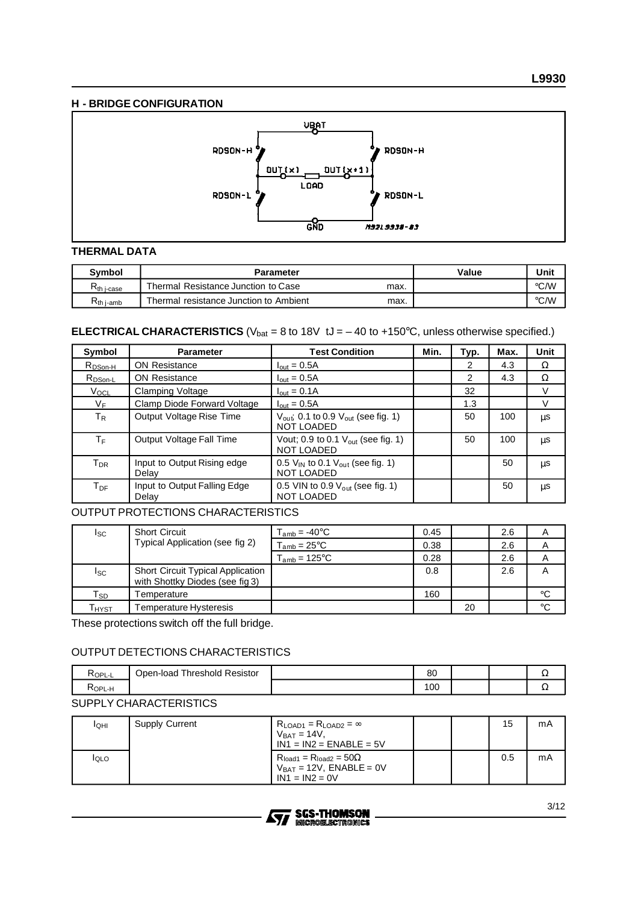## H - BRIDGE CONFIGURATION

## THERMAL DATA

| Symbol | Parameter | | Value | Unit |
|---|---|---|---|---|
| $R_{th\ j\text{-}case}$ | Thermal Resistance Junction to Case | max. | | °C/W |
| $R_{th\ j\text{-}amb}$ | Thermal resistance Junction to Ambient | max. | | °C/W |

**ELECTRICAL CHARACTERISTICS** ($V_{bat}$ = 8 to 18V tJ = – 40 to +150°C, unless otherwise specified.)

| Symbol | Parameter | Test Condition | Min. | Typ. | Max. | Unit |
|---|---|---|---|---|---|---|
| $R_{DSon\text{-}H}$ | ON Resistance | $I_{out}$ = 0.5A | | 2 | 4.3 | Ω |
| $R_{DSon\text{-}L}$ | ON Resistance | $I_{out}$ = 0.5A | | 2 | 4.3 | Ω |
| $V_{OCL}$ | Clamping Voltage | $I_{out}$ = 0.1A | | 32 | | V |
| $V_F$ | Clamp Diode Forward Voltage | $I_{out}$ = 0.5A | | 1.3 | | V |
| $T_R$ | Output Voltage Rise Time | $V_{out}$; 0.1 to 0.9 $V_{out}$ (see fig. 1) NOT LOADED | | 50 | 100 | µs |
| $T_F$ | Output Voltage Fall Time | Vout; 0.9 to 0.1 $V_{out}$ (see fig. 1) NOT LOADED | | 50 | 100 | µs |
| $T_{DR}$ | Input to Output Rising edge Delay | 0.5 $V_{IN}$ to 0.1 $V_{out}$ (see fig. 1) NOT LOADED | | | 50 | µs |
| $T_{DF}$ | Input to Output Falling Edge Delay | 0.5 VIN to 0.9 $V_{out}$ (see fig. 1) NOT LOADED | | | 50 | µs |

OUTPUT PROTECTIONS CHARACTERISTICS

| Symbol | Parameter | Test Condition | Min. | Typ. | Max. | Unit |
|---|---|---|---|---|---|---|
| $I_{SC}$ | Short Circuit Typical Application (see fig 2) | $T_{amb}$ = -40°C | 0.45 | | 2.6 | A |
| | | $T_{amb}$ = 25°C | 0.38 | | 2.6 | A |
| | | $T_{amb}$ = 125°C | 0.28 | | 2.6 | A |
| $I_{SC}$ | Short Circuit Typical Application with Shottky Diodes (see fig 3) | | 0.8 | | 2.6 | A |
| $T_{SD}$ | Temperature | | 160 | | | °C |
| $T_{HYST}$ | Temperature Hysteresis | | | 20 | | °C |

These protections switch off the full bridge.

OUTPUT DETECTIONS CHARACTERISTICS

| Symbol | Parameter | Test Condition | Min. | Typ. | Max. | Unit |
|---|---|---|---|---|---|---|
| $R_{OPL\text{-}L}$ | Open-load Threshold Resistor | | 80 | | | Ω |
| $R_{OPL\text{-}H}$ | | | 100 | | | Ω |

SUPPLY CHARACTERISTICS

| Symbol | Parameter | Test Condition | Min. | Typ. | Max. | Unit |
|---|---|---|---|---|---|---|
| $I_{QHI}$ | Supply Current | $R_{LOAD1} = R_{LOAD2} = \infty$ $V_{BAT}$ = 14V, IN1 = IN2 = ENABLE = 5V | | | 15 | mA |
| $I_{QLO}$ | | $R_{load1} = R_{load2} = 50\Omega$ $V_{BAT}$ = 12V, ENABLE = 0V IN1 = IN2 = 0V | | | 0.5 | mA |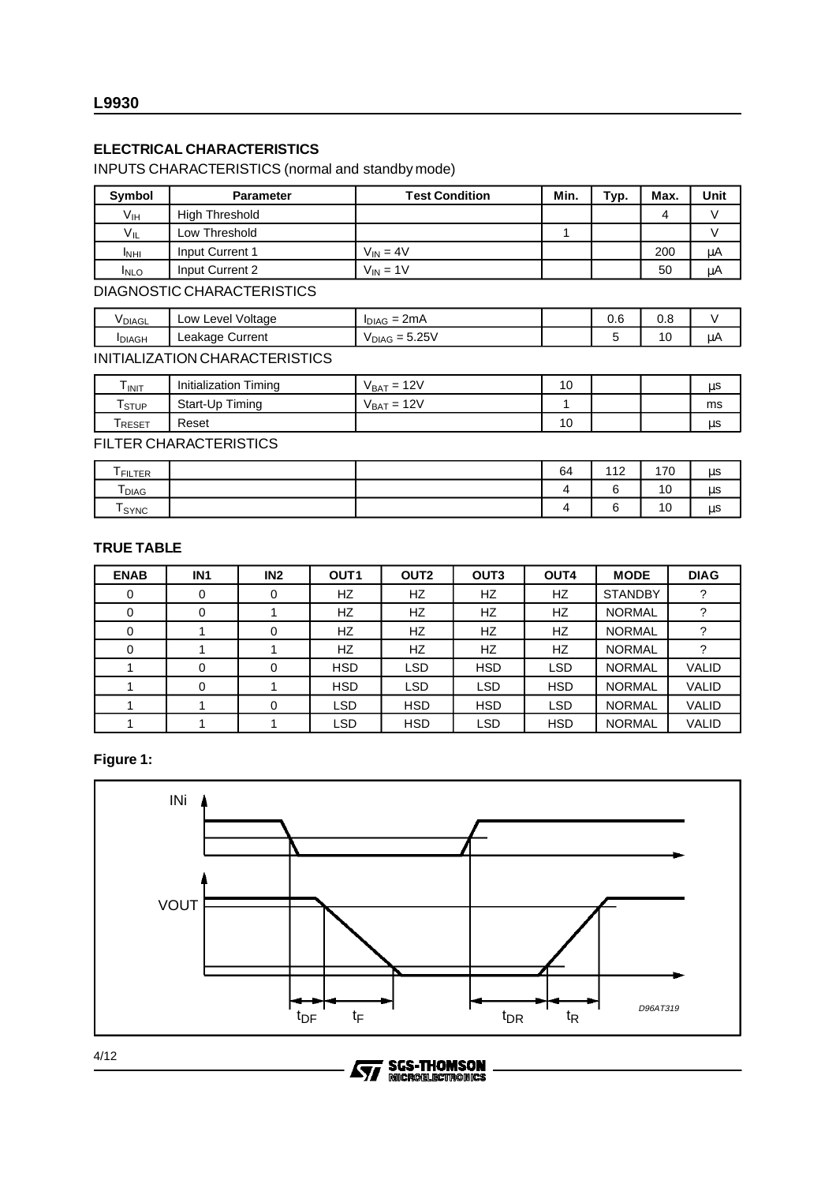## ELECTRICAL CHARACTERISTICS

INPUTS CHARACTERISTICS (normal and standby mode)

| Symbol | Parameter | Test Condition | Min. | Typ. | Max. | Unit |
|---|---|---|---|---|---|---|
| $V_{IH}$ | High Threshold | | | | 4 | V |
| $V_{IL}$ | Low Threshold | | 1 | | | V |
| $I_{NHI}$ | Input Current 1 | $V_{IN} = 4V$ | | | 200 | µA |
| $I_{NLO}$ | Input Current 2 | $V_{IN} = 1V$ | | | 50 | µA |
| **DIAGNOSTIC CHARACTERISTICS** | | | | | | |
| $V_{DIAGL}$ | Low Level Voltage | $I_{DIAG} = 2mA$ | | 0.6 | 0.8 | V |
| $I_{DIAGH}$ | Leakage Current | $V_{DIAG} = 5.25V$ | | 5 | 10 | µA |
| **INITIALIZATION CHARACTERISTICS** | | | | | | |
| $T_{INIT}$ | Initialization Timing | $V_{BAT} = 12V$ | 10 | | | µs |
| $T_{STUP}$ | Start-Up Timing | $V_{BAT} = 12V$ | 1 | | | ms |
| $T_{RESET}$ | Reset | | 10 | | | µs |
| **FILTER CHARACTERISTICS** | | | | | | |
| $T_{FILTER}$ | | | 64 | 112 | 170 | µs |
| $T_{DIAG}$ | | | 4 | 6 | 10 | µs |
| $T_{SYNC}$ | | | 4 | 6 | 10 | µs |

## TRUE TABLE

| ENAB | IN1 | IN2 | OUT1 | OUT2 | OUT3 | OUT4 | MODE | DIAG |
|---|---|---|---|---|---|---|---|---|
| 0 | 0 | 0 | HZ | HZ | HZ | HZ | STANDBY | ? |
| 0 | 0 | 1 | HZ | HZ | HZ | HZ | NORMAL | ? |
| 0 | 1 | 0 | HZ | HZ | HZ | HZ | NORMAL | ? |
| 0 | 1 | 1 | HZ | HZ | HZ | HZ | NORMAL | ? |
| 1 | 0 | 0 | HSD | LSD | HSD | LSD | NORMAL | VALID |
| 1 | 0 | 1 | HSD | LSD | LSD | HSD | NORMAL | VALID |
| 1 | 1 | 0 | LSD | HSD | HSD | LSD | NORMAL | VALID |
| 1 | 1 | 1 | LSD | HSD | LSD | HSD | NORMAL | VALID |

**Figure 1:**

INi

VOUT

$t_{DF}$ $t_F$ $t_{DR}$ $t_R$

D96AT319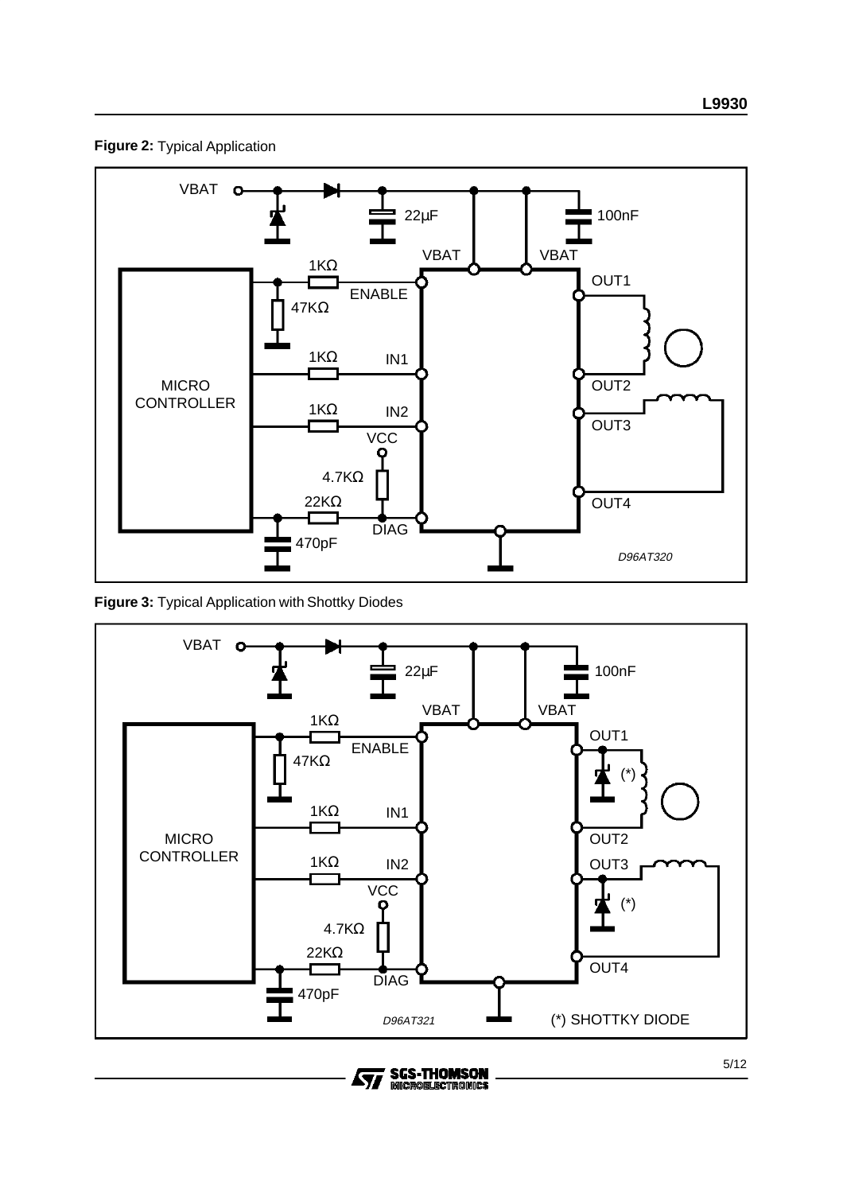**Figure 2:** Typical Application

**Figure 3:** Typical Application with Shottky Diodes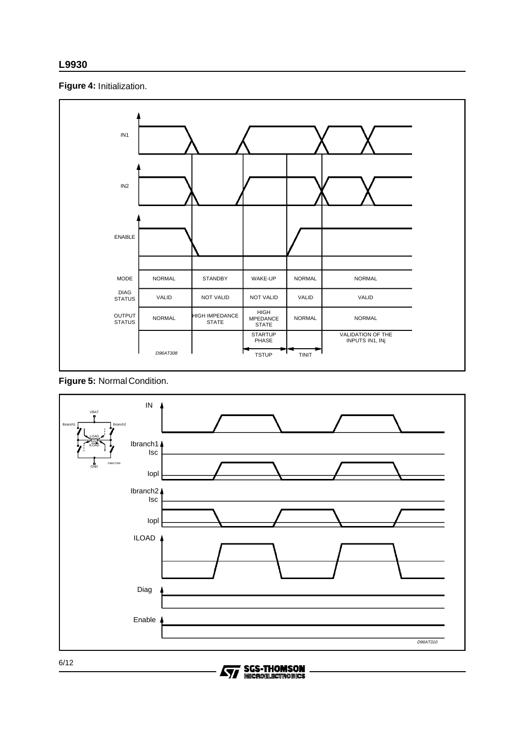**Figure 4:** Initialization.

| MODE | NORMAL | STANDBY | WAKE-UP | NORMAL | NORMAL |
|---|---|---|---|---|---|
| DIAG STATUS | VALID | NOT VALID | NOT VALID | VALID | VALID |
| OUTPUT STATUS | NORMAL | HIGH IMPEDANCE STATE | HIGH MPEDANCE STATE | NORMAL | NORMAL |
| | | | STARTUP PHASE | | VALIDATION OF THE INPUTS IN1, INj |
| | D96AT308 | | TSTUP | TINIT | |

**Figure 5:** Normal Condition.

D96AT310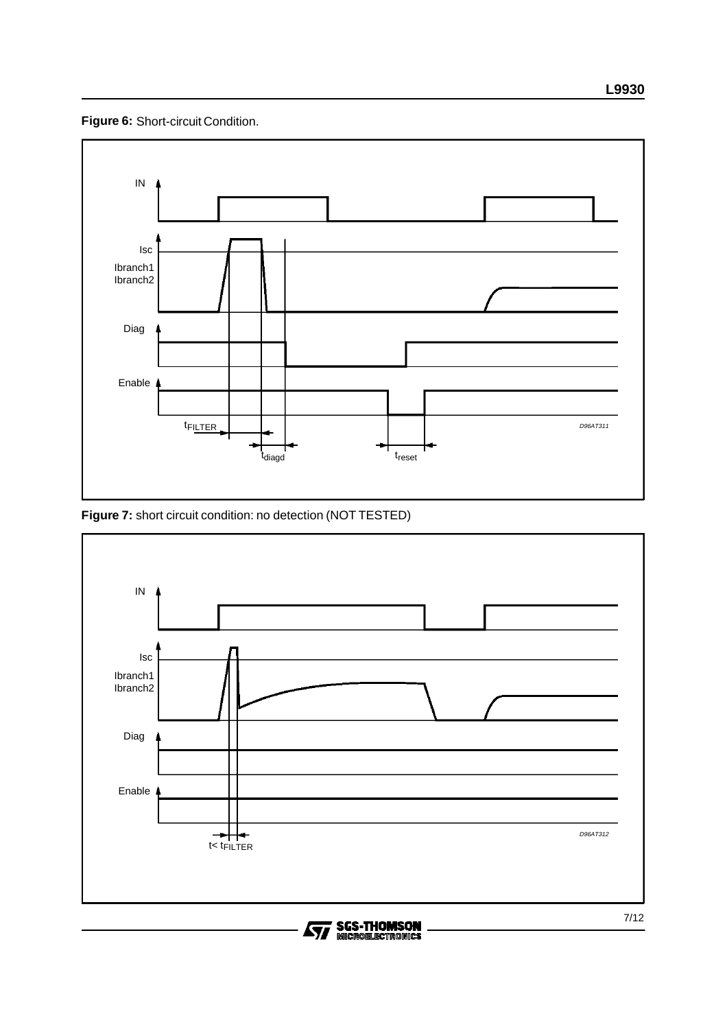**Figure 6:** Short-circuit Condition.

IN

Isc

Ibranch1
Ibranch2

Diag

Enable

$t_{FILTER}$

$t_{diagd}$

$t_{reset}$

D96AT311

**Figure 7:** short circuit condition: no detection (NOT TESTED)

IN

Isc

Ibranch1
Ibranch2

Diag

Enable

$t < t_{FILTER}$

D96AT312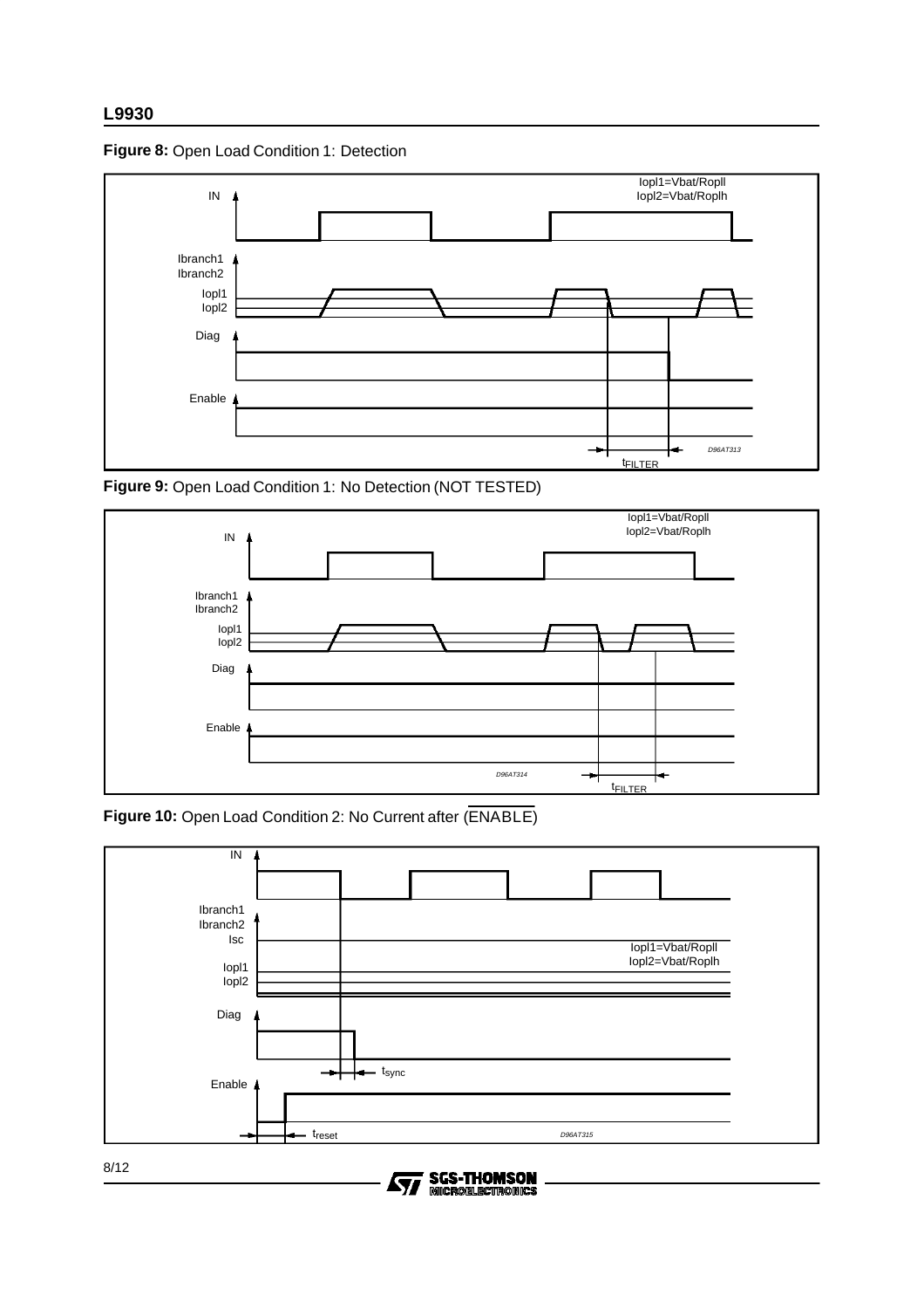**Figure 8:** Open Load Condition 1: Detection

IN, Ibranch1, Ibranch2, Iopl1, Iopl2, Diag, Enable

Iopl1=Vbat/Ropll
Iopl2=Vbat/Roplh

$t_{FILTER}$

D96AT313

**Figure 9:** Open Load Condition 1: No Detection (NOT TESTED)

IN, Ibranch1, Ibranch2, Iopl1, Iopl2, Diag, Enable

Iopl1=Vbat/Ropll
Iopl2=Vbat/Roplh

$t_{FILTER}$

D96AT314

**Figure 10:** Open Load Condition 2: No Current after ($\overline{ENABLE}$)

IN, Ibranch1, Ibranch2, Isc, Iopl1, Iopl2, Diag, Enable

Iopl1=Vbat/Ropll
Iopl2=Vbat/Roplh

$t_{sync}$

$t_{reset}$

D96AT315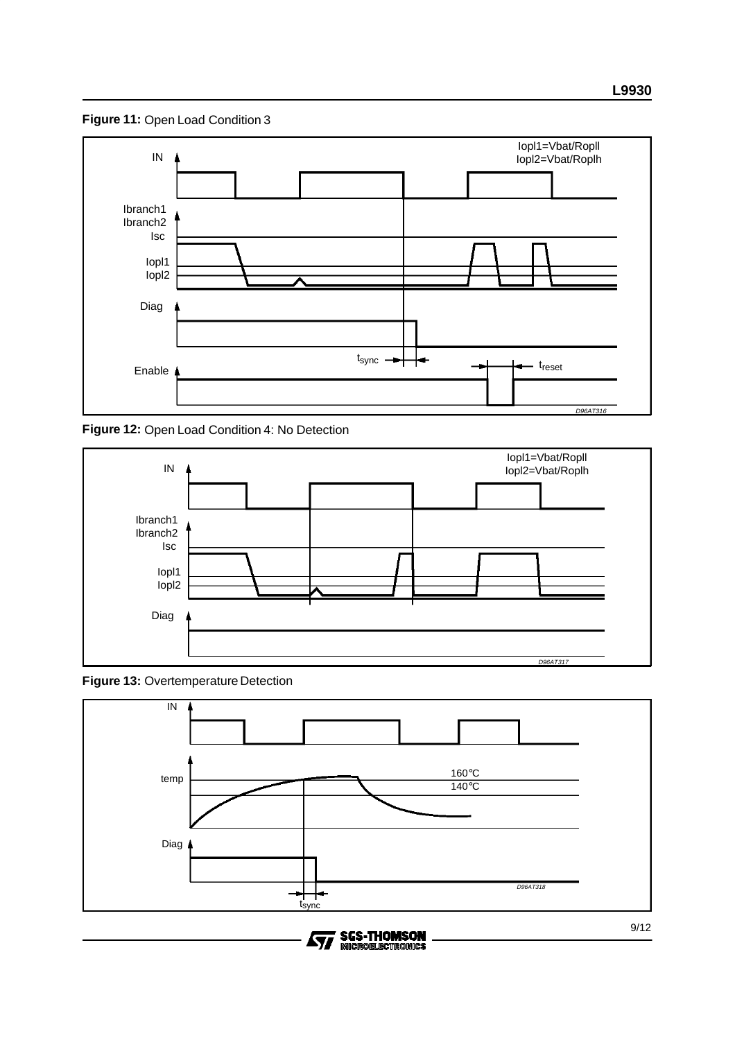**Figure 11:** Open Load Condition 3

IN

Iopl1=Vbat/Ropll
Iopl2=Vbat/Roplh

Ibranch1
Ibranch2
Isc

Iopl1
Iopl2

Diag

$t_{sync}$

$t_{reset}$

Enable

D96AT316

**Figure 12:** Open Load Condition 4: No Detection

IN

Iopl1=Vbat/Ropll
Iopl2=Vbat/Roplh

Ibranch1
Ibranch2
Isc

Iopl1
Iopl2

Diag

D96AT317

**Figure 13:** Overtemperature Detection

IN

temp

160°C
140°C

Diag

$t_{sync}$

D96AT318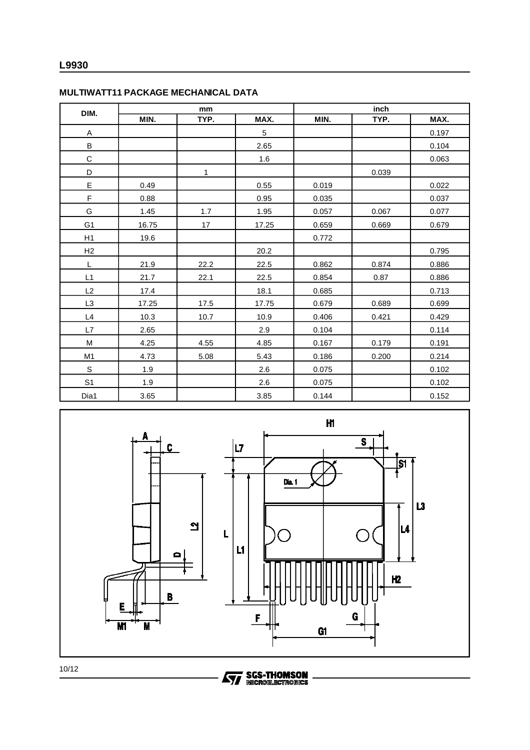## MULTIWATT11 PACKAGE MECHANICAL DATA

| DIM. | mm | | | inch | | |
|---|---|---|---|---|---|---|
| | MIN. | TYP. | MAX. | MIN. | TYP. | MAX. |
| A | | | 5 | | | 0.197 |
| B | | | 2.65 | | | 0.104 |
| C | | | 1.6 | | | 0.063 |
| D | | 1 | | | 0.039 | |
| E | 0.49 | | 0.55 | 0.019 | | 0.022 |
| F | 0.88 | | 0.95 | 0.035 | | 0.037 |
| G | 1.45 | 1.7 | 1.95 | 0.057 | 0.067 | 0.077 |
| G1 | 16.75 | 17 | 17.25 | 0.659 | 0.669 | 0.679 |
| H1 | 19.6 | | | 0.772 | | |
| H2 | | | 20.2 | | | 0.795 |
| L | 21.9 | 22.2 | 22.5 | 0.862 | 0.874 | 0.886 |
| L1 | 21.7 | 22.1 | 22.5 | 0.854 | 0.87 | 0.886 |
| L2 | 17.4 | | 18.1 | 0.685 | | 0.713 |
| L3 | 17.25 | 17.5 | 17.75 | 0.679 | 0.689 | 0.699 |
| L4 | 10.3 | 10.7 | 10.9 | 0.406 | 0.421 | 0.429 |
| L7 | 2.65 | | 2.9 | 0.104 | | 0.114 |
| M | 4.25 | 4.55 | 4.85 | 0.167 | 0.179 | 0.191 |
| M1 | 4.73 | 5.08 | 5.43 | 0.186 | 0.200 | 0.214 |
| S | 1.9 | | 2.6 | 0.075 | | 0.102 |
| S1 | 1.9 | | 2.6 | 0.075 | | 0.102 |
| Dia1 | 3.65 | | 3.85 | 0.144 | | 0.152 |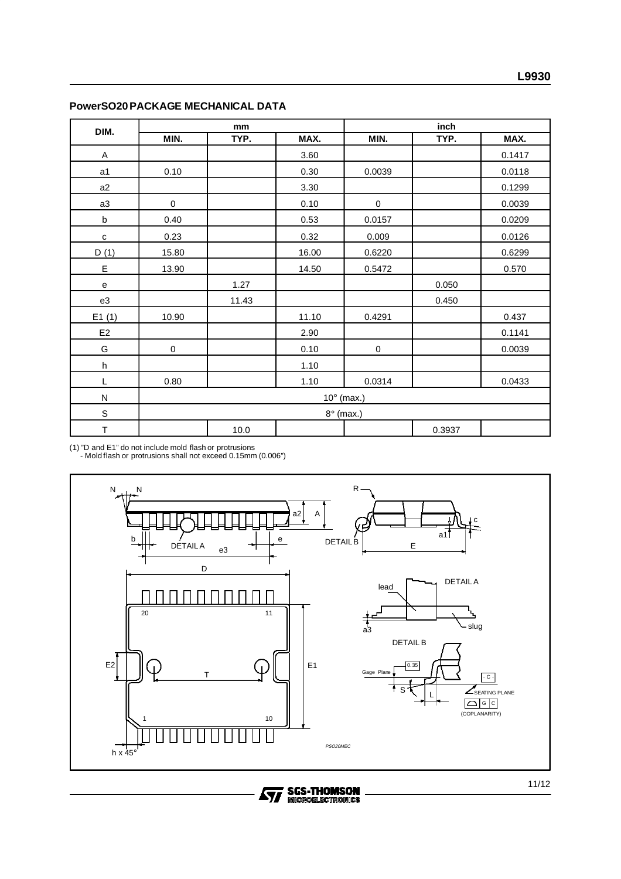## PowerSO20 PACKAGE MECHANICAL DATA

| DIM. | mm | | | inch | | |
|---|---|---|---|---|---|---|
| | MIN. | TYP. | MAX. | MIN. | TYP. | MAX. |
| A | | | 3.60 | | | 0.1417 |
| a1 | 0.10 | | 0.30 | 0.0039 | | 0.0118 |
| a2 | | | 3.30 | | | 0.1299 |
| a3 | 0 | | 0.10 | 0 | | 0.0039 |
| b | 0.40 | | 0.53 | 0.0157 | | 0.0209 |
| c | 0.23 | | 0.32 | 0.009 | | 0.0126 |
| D (1) | 15.80 | | 16.00 | 0.6220 | | 0.6299 |
| E | 13.90 | | 14.50 | 0.5472 | | 0.570 |
| e | | 1.27 | | | 0.050 | |
| e3 | | 11.43 | | | 0.450 | |
| E1 (1) | 10.90 | | 11.10 | 0.4291 | | 0.437 |
| E2 | | | 2.90 | | | 0.1141 |
| G | 0 | | 0.10 | 0 | | 0.0039 |
| h | | | 1.10 | | | |
| L | 0.80 | | 1.10 | 0.0314 | | 0.0433 |
| N | 10° (max.) | | | | | |
| S | 8° (max.) | | | | | |
| T | | 10.0 | | | 0.3937 | |

(1) "D and E1" do not include mold flash or protrusions
- Mold flash or protrusions shall not exceed 0.15mm (0.006")

PSO20MEC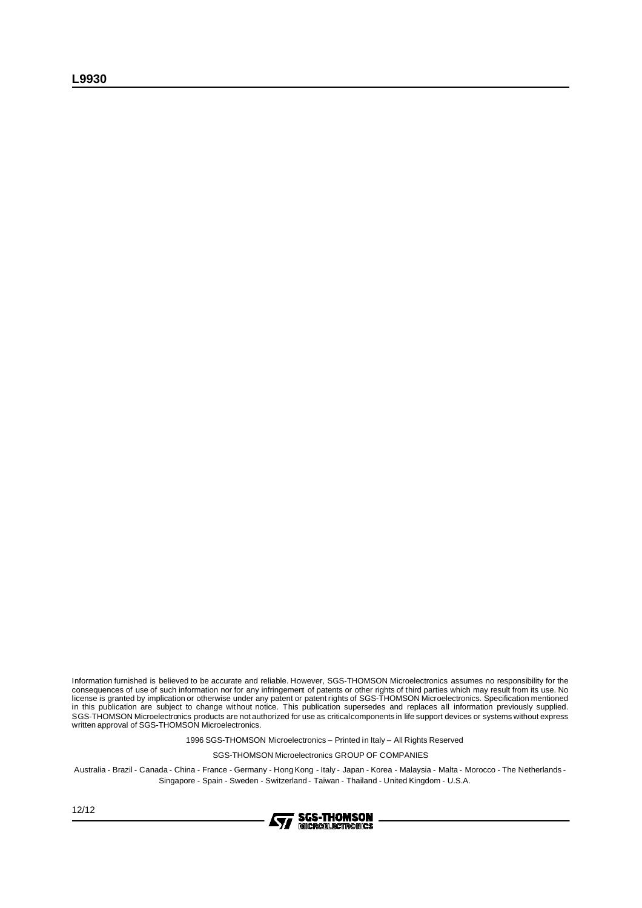Information furnished is believed to be accurate and reliable. However, SGS-THOMSON Microelectronics assumes no responsibility for the consequences of use of such information nor for any infringement of patents or other rights of third parties which may result from its use. No license is granted by implication or otherwise under any patent or patent rights of SGS-THOMSON Microelectronics. Specification mentioned in this publication are subject to change without notice. This publication supersedes and replaces all information previously supplied. SGS-THOMSON Microelectronics products are not authorized for use as critical components in life support devices or systems without express written approval of SGS-THOMSON Microelectronics.

1996 SGS-THOMSON Microelectronics – Printed in Italy – All Rights Reserved

SGS-THOMSON Microelectronics GROUP OF COMPANIES

Australia - Brazil - Canada - China - France - Germany - Hong Kong - Italy - Japan - Korea - Malaysia - Malta - Morocco - The Netherlands - Singapore - Spain - Sweden - Switzerland - Taiwan - Thailand - United Kingdom - U.S.A.